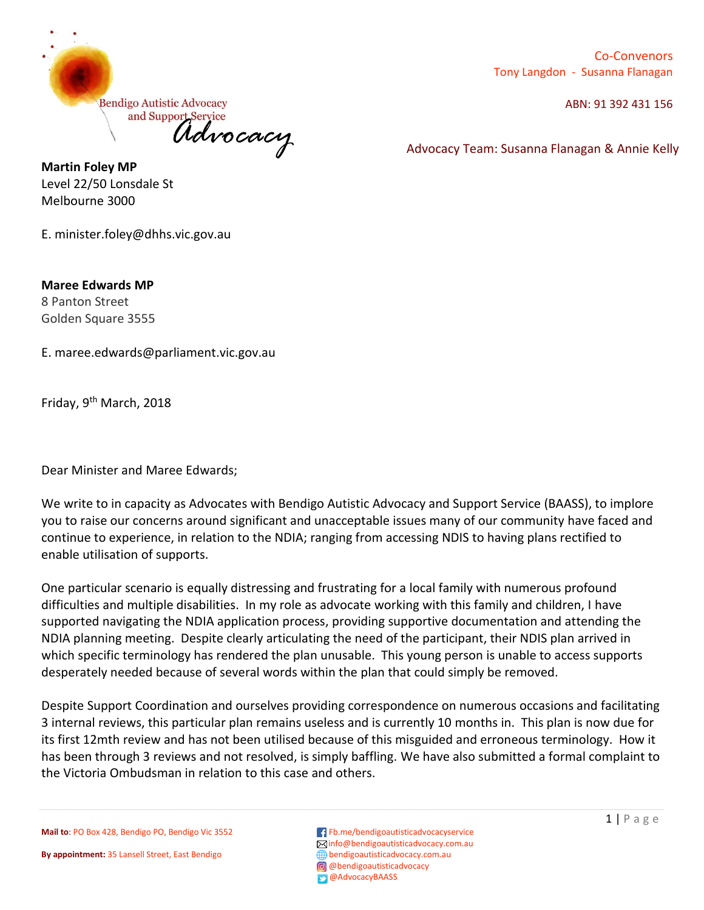Bendigo Autistic Advocacy and Support Service

*Advocacy*

Co-Convenors
Tony Langdon - Susanna Flanagan

ABN: 91 392 431 156

Advocacy Team: Susanna Flanagan & Annie Kelly

**Martin Foley MP**
Level 22/50 Lonsdale St
Melbourne 3000

E. minister.foley@dhhs.vic.gov.au

**Maree Edwards MP**
8 Panton Street
Golden Square 3555

E. maree.edwards@parliament.vic.gov.au

Friday, 9th March, 2018

Dear Minister and Maree Edwards;

We write to in capacity as Advocates with Bendigo Autistic Advocacy and Support Service (BAASS), to implore you to raise our concerns around significant and unacceptable issues many of our community have faced and continue to experience, in relation to the NDIA; ranging from accessing NDIS to having plans rectified to enable utilisation of supports.

One particular scenario is equally distressing and frustrating for a local family with numerous profound difficulties and multiple disabilities. In my role as advocate working with this family and children, I have supported navigating the NDIA application process, providing supportive documentation and attending the NDIA planning meeting. Despite clearly articulating the need of the participant, their NDIS plan arrived in which specific terminology has rendered the plan unusable. This young person is unable to access supports desperately needed because of several words within the plan that could simply be removed.

Despite Support Coordination and ourselves providing correspondence on numerous occasions and facilitating 3 internal reviews, this particular plan remains useless and is currently 10 months in. This plan is now due for its first 12mth review and has not been utilised because of this misguided and erroneous terminology. How it has been through 3 reviews and not resolved, is simply baffling. We have also submitted a formal complaint to the Victoria Ombudsman in relation to this case and others.

**Mail to**: PO Box 428, Bendigo PO, Bendigo Vic 3552

**By appointment:** 35 Lansell Street, East Bendigo

Fb.me/bendigoautisticadvocacyservice
info@bendigoautisticadvocacy.com.au
bendigoautisticadvocacy.com.au
@bendigoautisticadvocacy
@AdvocacyBAASS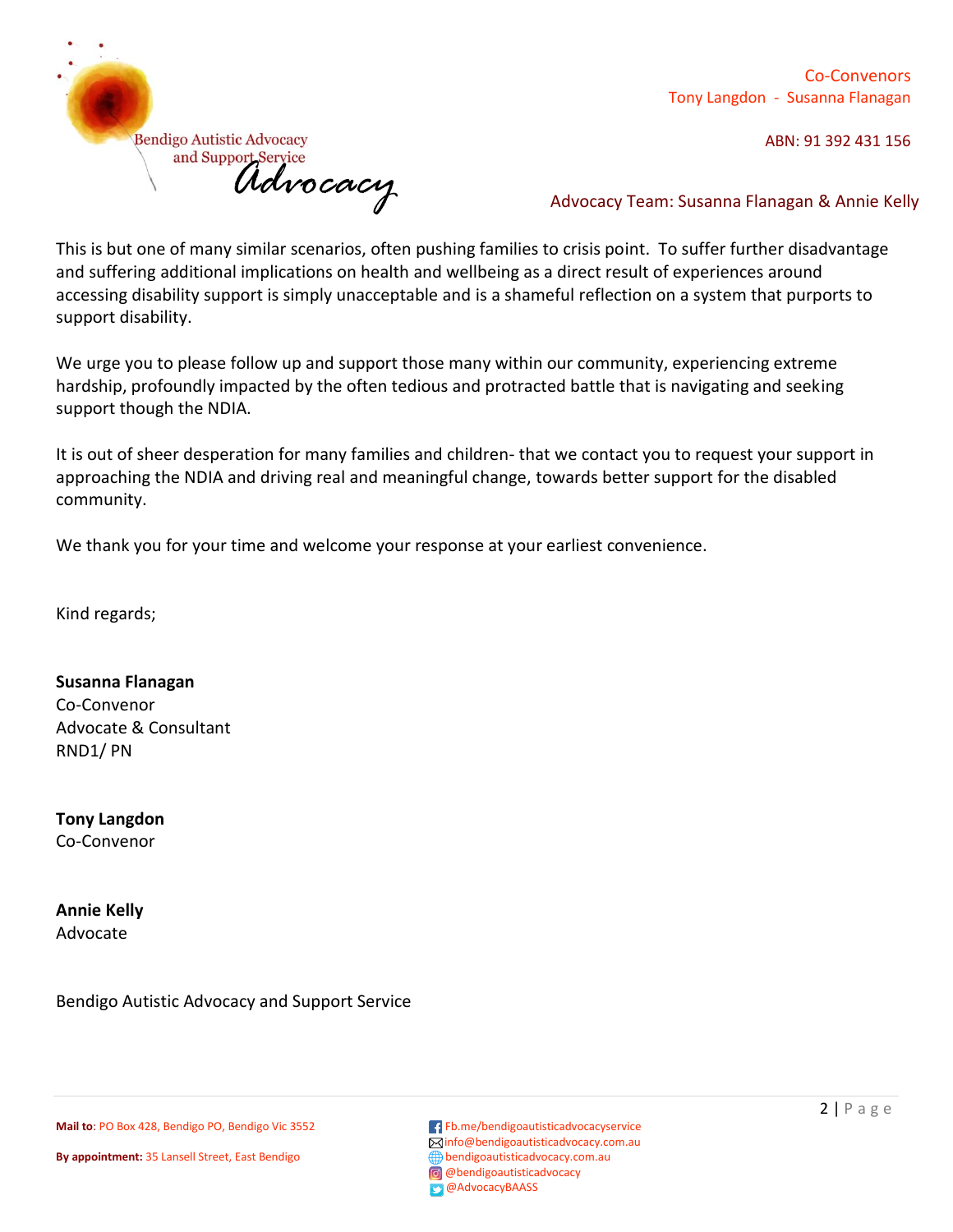This is but one of many similar scenarios, often pushing families to crisis point. To suffer further disadvantage and suffering additional implications on health and wellbeing as a direct result of experiences around accessing disability support is simply unacceptable and is a shameful reflection on a system that purports to support disability.

We urge you to please follow up and support those many within our community, experiencing extreme hardship, profoundly impacted by the often tedious and protracted battle that is navigating and seeking support though the NDIA.

It is out of sheer desperation for many families and children- that we contact you to request your support in approaching the NDIA and driving real and meaningful change, towards better support for the disabled community.

We thank you for your time and welcome your response at your earliest convenience.

Kind regards;

**Susanna Flanagan**
Co-Convenor
Advocate & Consultant
RND1/ PN

**Tony Langdon**
Co-Convenor

**Annie Kelly**
Advocate

Bendigo Autistic Advocacy and Support Service